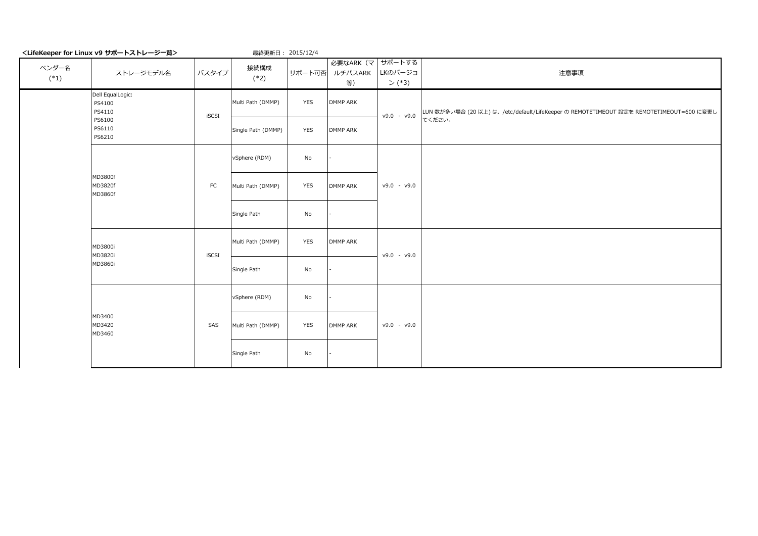**<LifeKeeper for Linux v9 サポートストレージ一覧>**

最終更新日： 2015/12/4

| ベンダー名 (*1) | ストレージモデル名 | バスタイプ | 接続構成 (*2) | サポート可否 | 必要なARK（マルチパスARK等） | サポートするLKのバージョン (*3) | 注意事項 |
|---|---|---|---|---|---|---|---|
| | Dell EqualLogic: PS4100 PS4110 PS6100 PS6110 PS6210 | iSCSI | Multi Path (DMMP) | YES | DMMP ARK | v9.0 - v9.0 | LUN 数が多い場合 (20 以上) は、/etc/default/LifeKeeper の REMOTETIMEOUT 設定を REMOTETIMEOUT=600 に変更してください。 |
| | | | Single Path (DMMP) | YES | DMMP ARK | | |
| | MD3800f MD3820f MD3860f | FC | vSphere (RDM) | No | - | v9.0 - v9.0 | |
| | | | Multi Path (DMMP) | YES | DMMP ARK | | |
| | | | Single Path | No | - | | |
| | MD3800i MD3820i MD3860i | iSCSI | Multi Path (DMMP) | YES | DMMP ARK | v9.0 - v9.0 | |
| | | | Single Path | No | - | | |
| | MD3400 MD3420 MD3460 | SAS | vSphere (RDM) | No | - | v9.0 - v9.0 | |
| | | | Multi Path (DMMP) | YES | DMMP ARK | | |
| | | | Single Path | No | - | | |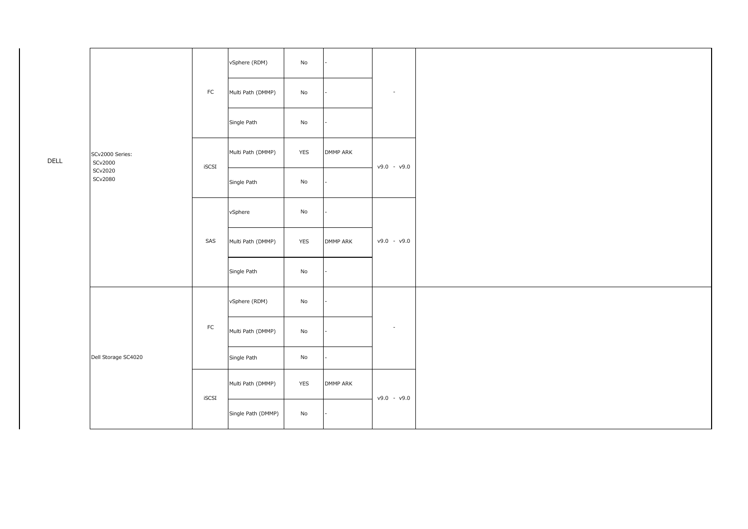| | | | | | | | |
|---|---|---|---|---|---|---|---|
| DELL | SCv2000 Series:<br>SCv2000<br>SCv2020<br>SCv2080 | FC | vSphere (RDM) | No | - | - | |
| | | | Multi Path (DMMP) | No | - | | |
| | | | Single Path | No | - | | |
| | | iSCSI | Multi Path (DMMP) | YES | DMMP ARK | v9.0 - v9.0 | |
| | | | Single Path | No | - | | |
| | | SAS | vSphere | No | - | v9.0 - v9.0 | |
| | | | Multi Path (DMMP) | YES | DMMP ARK | | |
| | | | Single Path | No | - | | |
| | Dell Storage SC4020 | FC | vSphere (RDM) | No | - | - | |
| | | | Multi Path (DMMP) | No | - | | |
| | | | Single Path | No | - | | |
| | | iSCSI | Multi Path (DMMP) | YES | DMMP ARK | v9.0 - v9.0 | |
| | | | Single Path (DMMP) | No | - | | |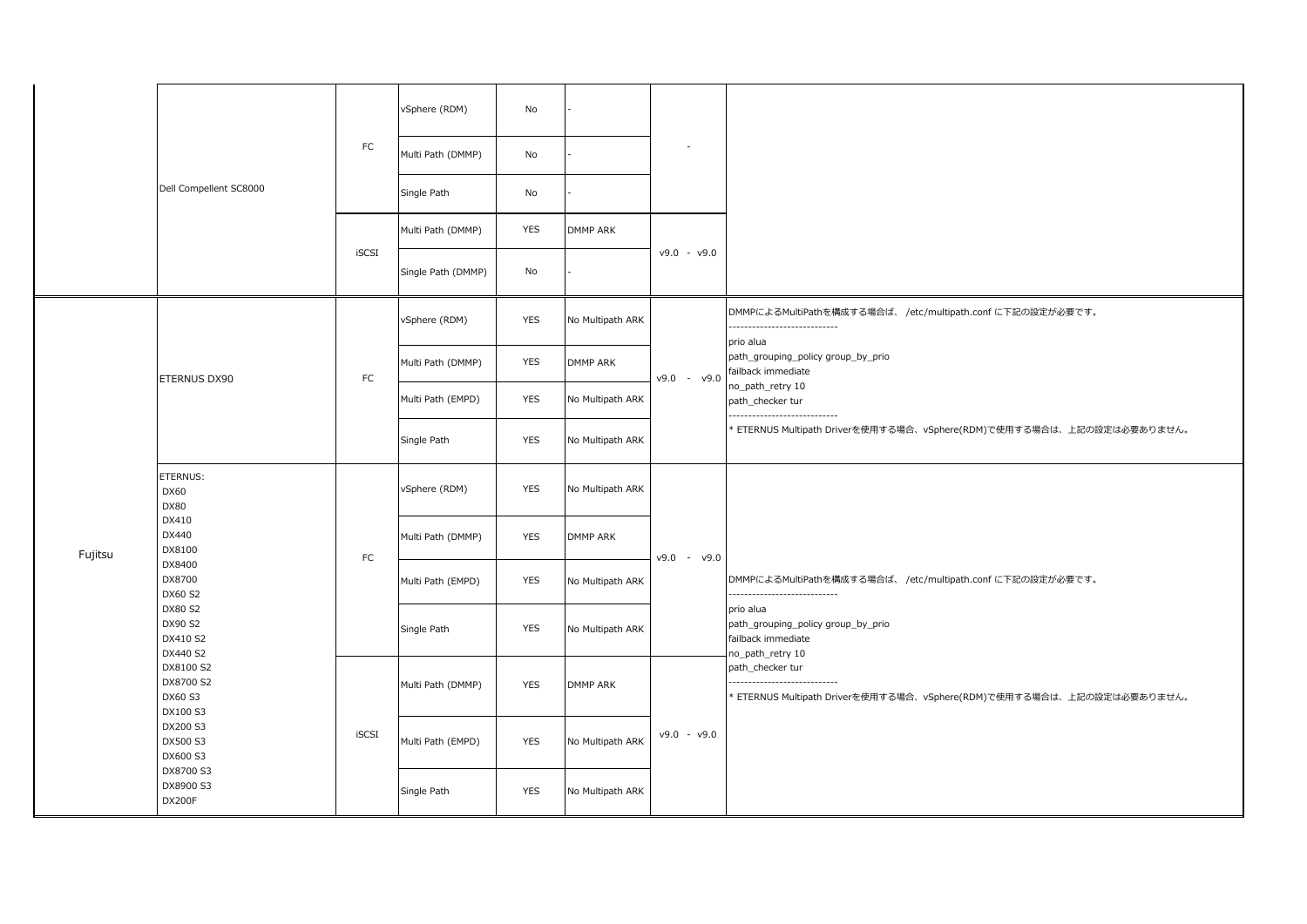| | | | | | | | |
|---|---|---|---|---|---|---|---|
| | Dell Compellent SC8000 | FC | vSphere (RDM) | No | - | - | |
| | | | Multi Path (DMMP) | No | - | | |
| | | | Single Path | No | - | | |
| | | iSCSI | Multi Path (DMMP) | YES | DMMP ARK | v9.0 - v9.0 | |
| | | | Single Path (DMMP) | No | - | | |
| Fujitsu | ETERNUS DX90 | FC | vSphere (RDM) | YES | No Multipath ARK | v9.0 - v9.0 | DMMPによるMultiPathを構成する場合ば、 /etc/multipath.conf に下記の設定が必要です。<br>----------------------------<br>prio alua<br>path_grouping_policy group_by_prio<br>failback immediate<br>no_path_retry 10<br>path_checker tur<br>----------------------------<br>* ETERNUS Multipath Driverを使用する場合、vSphere(RDM)で使用する場合は、上記の設定は必要ありません。 |
| | | | Multi Path (DMMP) | YES | DMMP ARK | | |
| | | | Multi Path (EMPD) | YES | No Multipath ARK | | |
| | | | Single Path | YES | No Multipath ARK | | |
| | ETERNUS:<br>DX60<br>DX80<br>DX410<br>DX440<br>DX8100<br>DX8400<br>DX8700<br>DX60 S2<br>DX80 S2<br>DX90 S2<br>DX410 S2<br>DX440 S2<br>DX8100 S2<br>DX8700 S2<br>DX60 S3<br>DX100 S3<br>DX200 S3<br>DX500 S3<br>DX600 S3<br>DX8700 S3<br>DX8900 S3<br>DX200F | FC | vSphere (RDM) | YES | No Multipath ARK | v9.0 - v9.0 | DMMPによるMultiPathを構成する場合ば、 /etc/multipath.conf に下記の設定が必要です。<br>----------------------------<br>prio alua<br>path_grouping_policy group_by_prio<br>failback immediate<br>no_path_retry 10<br>path_checker tur<br>----------------------------<br>* ETERNUS Multipath Driverを使用する場合、vSphere(RDM)で使用する場合は、上記の設定は必要ありません。 |
| | | | Multi Path (DMMP) | YES | DMMP ARK | | |
| | | | Multi Path (EMPD) | YES | No Multipath ARK | | |
| | | | Single Path | YES | No Multipath ARK | | |
| | | iSCSI | Multi Path (DMMP) | YES | DMMP ARK | v9.0 - v9.0 | |
| | | | Multi Path (EMPD) | YES | No Multipath ARK | | |
| | | | Single Path | YES | No Multipath ARK | | |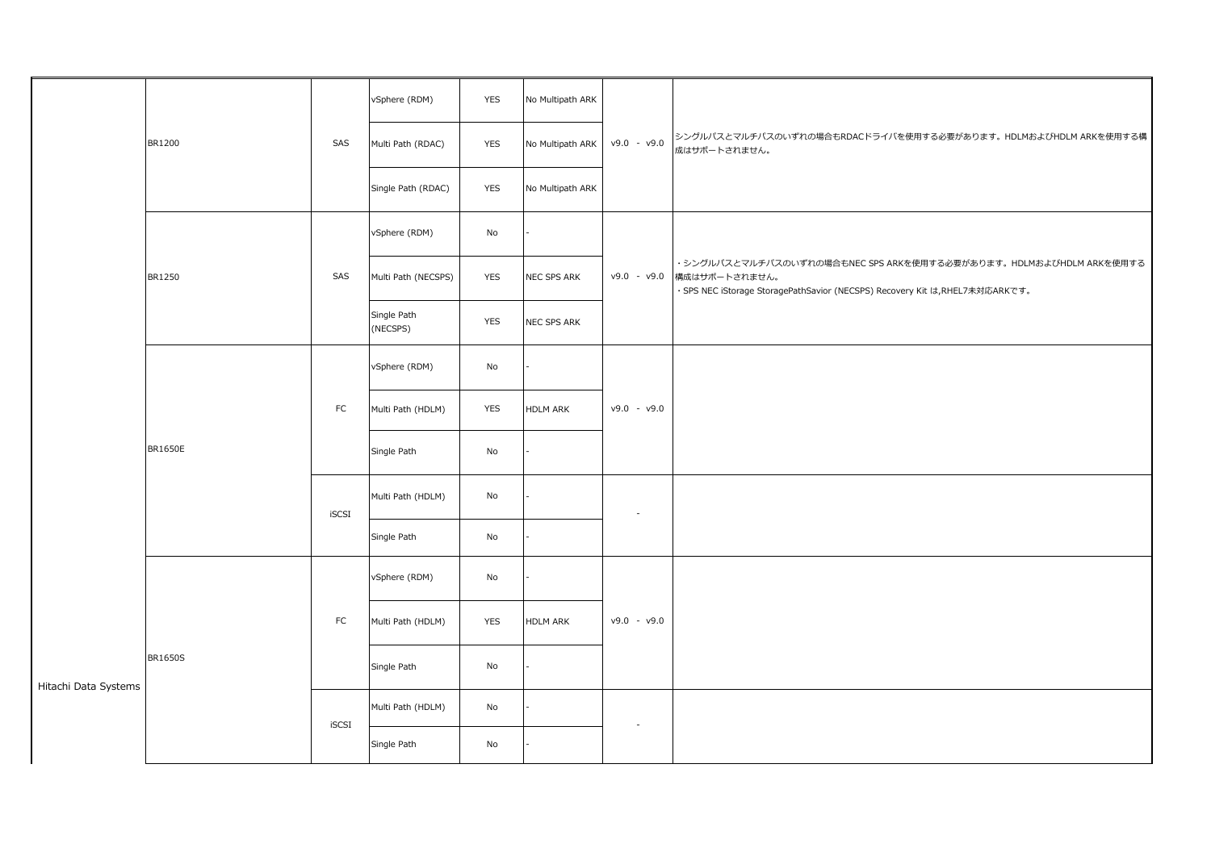| | | | | | | | |
|---|---|---|---|---|---|---|---|
| Hitachi Data Systems | BR1200 | SAS | vSphere (RDM) | YES | No Multipath ARK | v9.0 - v9.0 | シングルパスとマルチパスのいずれの場合もRDACドライバを使用する必要があります。HDLMおよびHDLM ARKを使用する構成はサポートされません。 |
| | | | Multi Path (RDAC) | YES | No Multipath ARK | | |
| | | | Single Path (RDAC) | YES | No Multipath ARK | | |
| | BR1250 | SAS | vSphere (RDM) | No | - | v9.0 - v9.0 | ・シングルパスとマルチパスのいずれの場合もNEC SPS ARKを使用する必要があります。HDLMおよびHDLM ARKを使用する構成はサポートされません。<br>・SPS NEC iStorage StoragePathSavior (NECSPS) Recovery Kit は,RHEL7未対応ARKです。 |
| | | | Multi Path (NECSPS) | YES | NEC SPS ARK | | |
| | | | Single Path (NECSPS) | YES | NEC SPS ARK | | |
| | BR1650E | FC | vSphere (RDM) | No | - | v9.0 - v9.0 | |
| | | | Multi Path (HDLM) | YES | HDLM ARK | | |
| | | | Single Path | No | - | | |
| | | iSCSI | Multi Path (HDLM) | No | - | - | |
| | | | Single Path | No | - | | |
| | BR1650S | FC | vSphere (RDM) | No | - | v9.0 - v9.0 | |
| | | | Multi Path (HDLM) | YES | HDLM ARK | | |
| | | | Single Path | No | - | | |
| | | iSCSI | Multi Path (HDLM) | No | - | - | |
| | | | Single Path | No | - | | |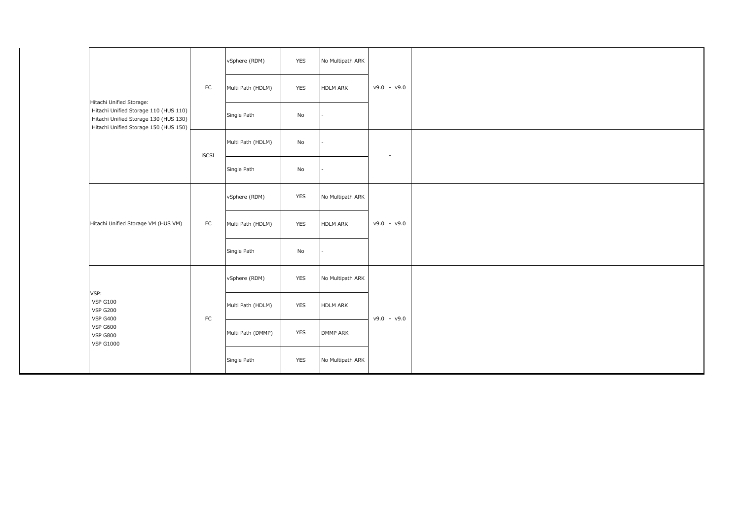| | | | | | | |
|---|---|---|---|---|---|---|
| Hitachi Unified Storage:<br>Hitachi Unified Storage 110 (HUS 110)<br>Hitachi Unified Storage 130 (HUS 130)<br>Hitachi Unified Storage 150 (HUS 150) | FC | vSphere (RDM) | YES | No Multipath ARK | v9.0 - v9.0 | |
| | | Multi Path (HDLM) | YES | HDLM ARK | | |
| | | Single Path | No | - | | |
| | iSCSI | Multi Path (HDLM) | No | - | - | |
| | | Single Path | No | - | | |
| Hitachi Unified Storage VM (HUS VM) | FC | vSphere (RDM) | YES | No Multipath ARK | v9.0 - v9.0 | |
| | | Multi Path (HDLM) | YES | HDLM ARK | | |
| | | Single Path | No | - | | |
| VSP:<br>VSP G100<br>VSP G200<br>VSP G400<br>VSP G600<br>VSP G800<br>VSP G1000 | FC | vSphere (RDM) | YES | No Multipath ARK | v9.0 - v9.0 | |
| | | Multi Path (HDLM) | YES | HDLM ARK | | |
| | | Multi Path (DMMP) | YES | DMMP ARK | | |
| | | Single Path | YES | No Multipath ARK | | |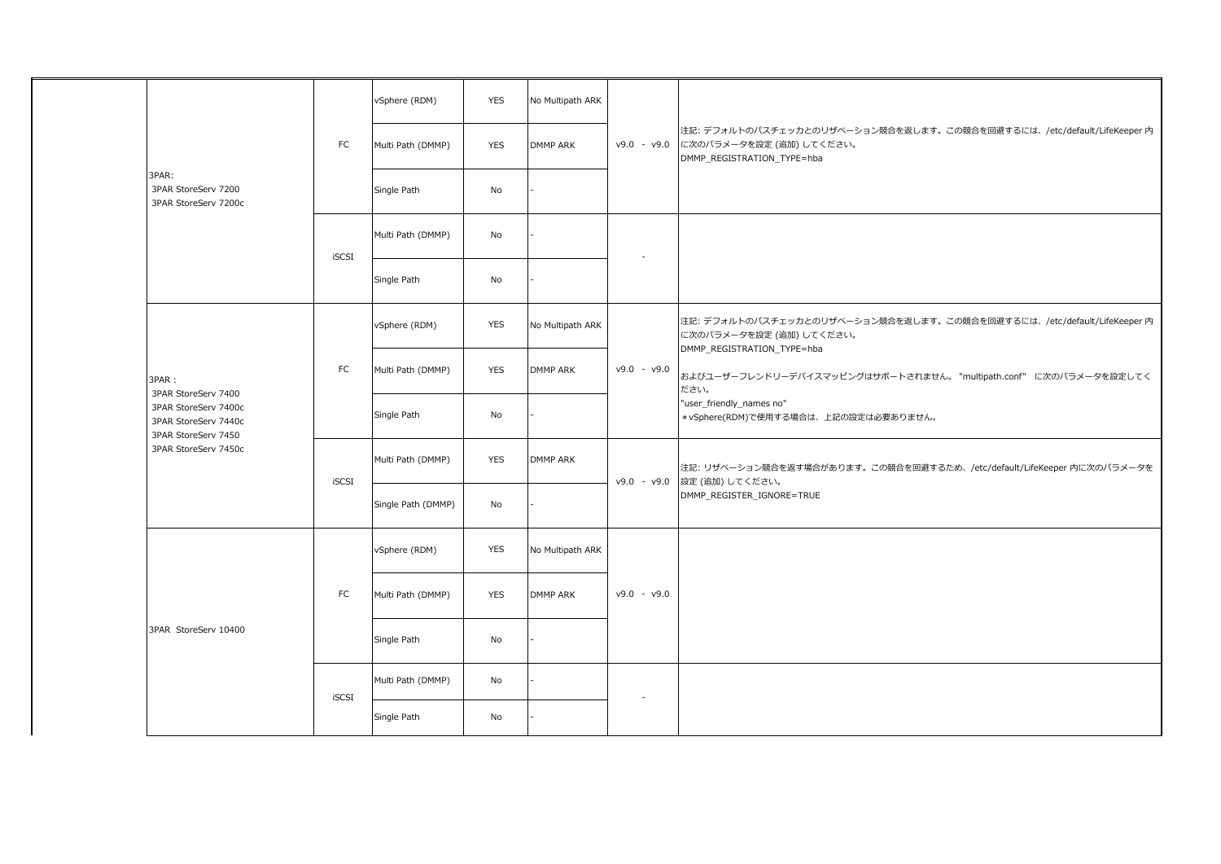| | | | | | | |
|---|---|---|---|---|---|---|
| 3PAR:<br>3PAR StoreServ 7200<br>3PAR StoreServ 7200c | FC | vSphere (RDM) | YES | No Multipath ARK | v9.0 - v9.0 | 注記: デフォルトのパスチェッカとのリザベーション競合を返します。この競合を回避するには、/etc/default/LifeKeeper 内に次のパラメータを設定 (追加) してください。<br>DMMP_REGISTRATION_TYPE=hba |
| | | Multi Path (DMMP) | YES | DMMP ARK | | |
| | | Single Path | No | - | | |
| | iSCSI | Multi Path (DMMP) | No | - | - | |
| | | Single Path | No | - | | |
| 3PAR：<br>3PAR StoreServ 7400<br>3PAR StoreServ 7400c<br>3PAR StoreServ 7440c<br>3PAR StoreServ 7450<br>3PAR StoreServ 7450c | FC | vSphere (RDM) | YES | No Multipath ARK | v9.0 - v9.0 | 注記: デフォルトのパスチェッカとのリザベーション競合を返します。この競合を回避するには、/etc/default/LifeKeeper 内に次のパラメータを設定 (追加) してください。<br>DMMP_REGISTRATION_TYPE=hba<br><br>およびユーザーフレンドリーデバイスマッピングはサポートされません。 "multipath.conf" に次のパラメータを設定してください。<br>"user_friendly_names no"<br>＊vSphere(RDM)で使用する場合は、上記の設定は必要ありません。 |
| | | Multi Path (DMMP) | YES | DMMP ARK | | |
| | | Single Path | No | - | | |
| | iSCSI | Multi Path (DMMP) | YES | DMMP ARK | v9.0 - v9.0 | 注記: リザベーション競合を返す場合があります。この競合を回避するため、/etc/default/LifeKeeper 内に次のパラメータを設定 (追加) してください。<br>DMMP_REGISTER_IGNORE=TRUE |
| | | Single Path (DMMP) | No | - | | |
| 3PAR StoreServ 10400 | FC | vSphere (RDM) | YES | No Multipath ARK | v9.0 - v9.0 | |
| | | Multi Path (DMMP) | YES | DMMP ARK | | |
| | | Single Path | No | - | | |
| | iSCSI | Multi Path (DMMP) | No | - | - | |
| | | Single Path | No | - | | |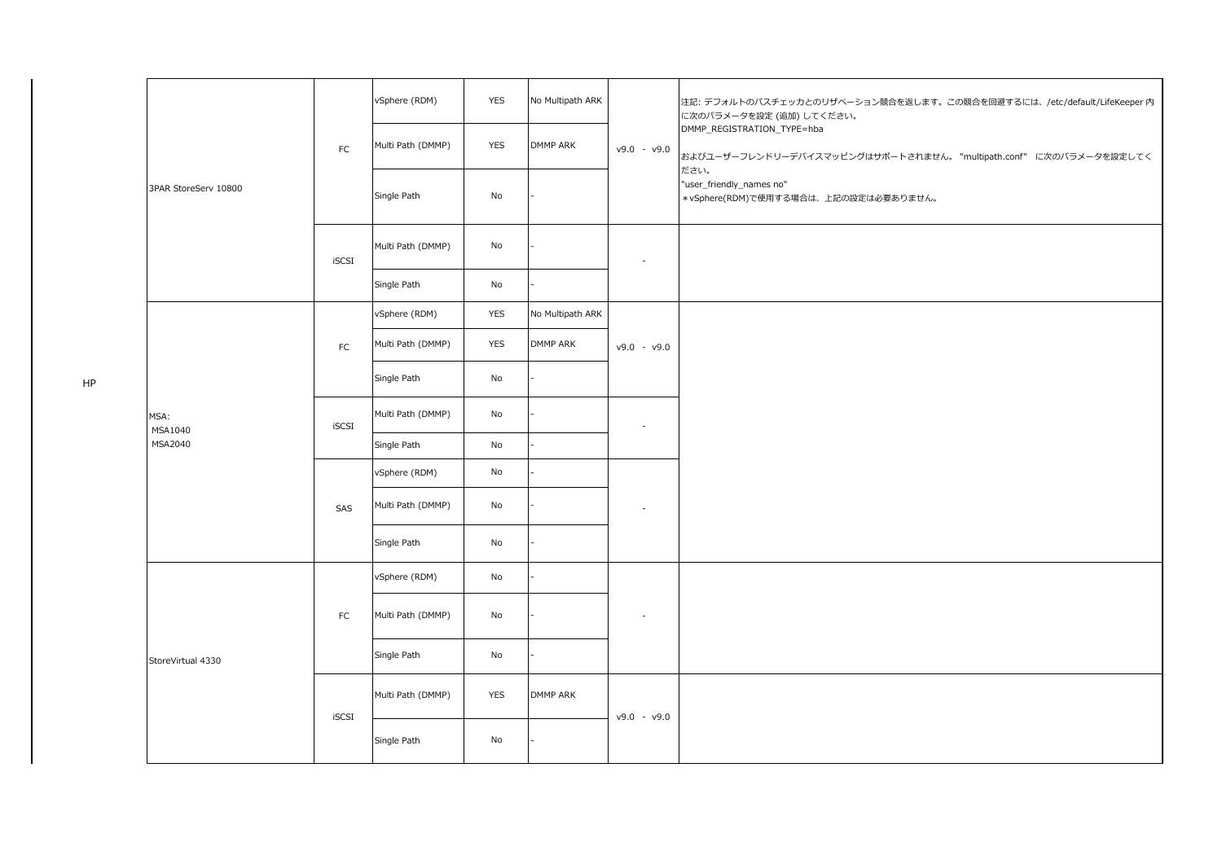| | | | | | | | |
|---|---|---|---|---|---|---|---|
| HP | 3PAR StoreServ 10800 | FC | vSphere (RDM) | YES | No Multipath ARK | v9.0 - v9.0 | 注記: デフォルトのパスチェッカとのリザベーション競合を返します。この競合を回避するには、/etc/default/LifeKeeper 内に次のパラメータを設定 (追加) してください。<br>DMMP_REGISTRATION_TYPE=hba<br>およびユーザーフレンドリーデバイスマッピングはサポートされません。 "multipath.conf" に次のパラメータを設定してください。<br>"user_friendly_names no"<br>＊vSphere(RDM)で使用する場合は、上記の設定は必要ありません。 |
| | | | Multi Path (DMMP) | YES | DMMP ARK | | |
| | | | Single Path | No | - | | |
| | | iSCSI | Multi Path (DMMP) | No | - | - | |
| | | | Single Path | No | - | | |
| | MSA:<br>MSA1040<br>MSA2040 | FC | vSphere (RDM) | YES | No Multipath ARK | v9.0 - v9.0 | |
| | | | Multi Path (DMMP) | YES | DMMP ARK | | |
| | | | Single Path | No | - | | |
| | | iSCSI | Multi Path (DMMP) | No | - | - | |
| | | | Single Path | No | - | | |
| | | SAS | vSphere (RDM) | No | - | - | |
| | | | Multi Path (DMMP) | No | - | | |
| | | | Single Path | No | - | | |
| | StoreVirtual 4330 | FC | vSphere (RDM) | No | - | - | |
| | | | Multi Path (DMMP) | No | - | | |
| | | | Single Path | No | - | | |
| | | iSCSI | Multi Path (DMMP) | YES | DMMP ARK | v9.0 - v9.0 | |
| | | | Single Path | No | - | | |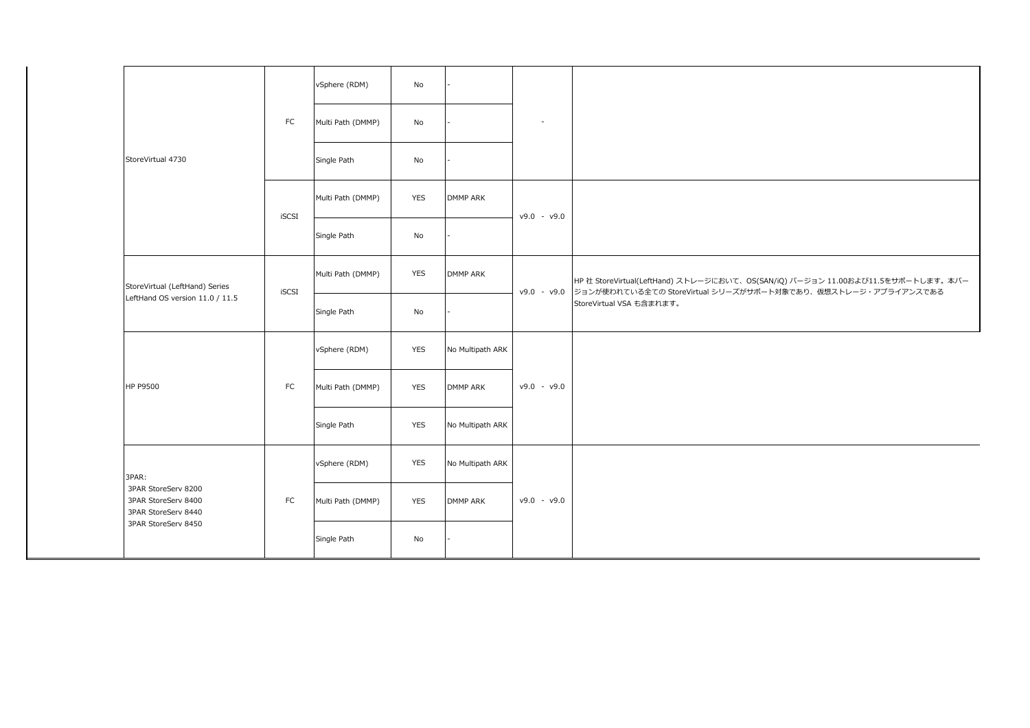| | | | | | | |
|---|---|---|---|---|---|---|
| StoreVirtual 4730 | FC | vSphere (RDM) | No | - | - | |
| | | Multi Path (DMMP) | No | - | | |
| | | Single Path | No | - | | |
| | iSCSI | Multi Path (DMMP) | YES | DMMP ARK | v9.0 - v9.0 | |
| | | Single Path | No | - | | |
| StoreVirtual (LeftHand) Series LeftHand OS version 11.0 / 11.5 | iSCSI | Multi Path (DMMP) | YES | DMMP ARK | v9.0 - v9.0 | HP 社 StoreVirtual(LeftHand) ストレージにおいて、OS(SAN/iQ) バージョン 11.00および11.5をサポートします。本バージョンが使われている全ての StoreVirtual シリーズがサポート対象であり、仮想ストレージ・アプライアンスである StoreVirtual VSA も含まれます。 |
| | | Single Path | No | - | | |
| HP P9500 | FC | vSphere (RDM) | YES | No Multipath ARK | v9.0 - v9.0 | |
| | | Multi Path (DMMP) | YES | DMMP ARK | | |
| | | Single Path | YES | No Multipath ARK | | |
| 3PAR: 3PAR StoreServ 8200 3PAR StoreServ 8400 3PAR StoreServ 8440 3PAR StoreServ 8450 | FC | vSphere (RDM) | YES | No Multipath ARK | v9.0 - v9.0 | |
| | | Multi Path (DMMP) | YES | DMMP ARK | | |
| | | Single Path | No | - | | |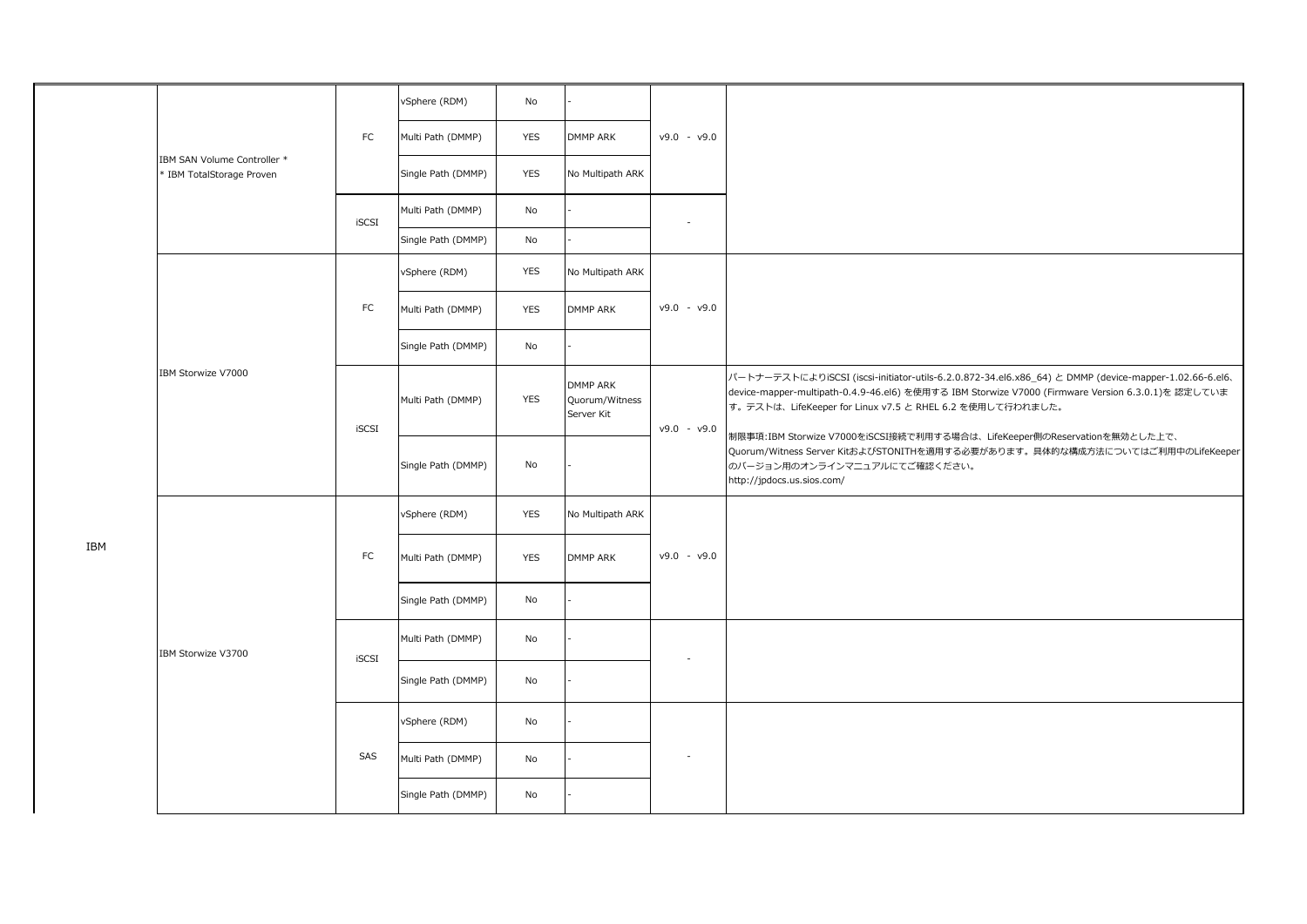| | | | | | | | |
|---|---|---|---|---|---|---|---|
| IBM | IBM SAN Volume Controller * <br>* IBM TotalStorage Proven | FC | vSphere (RDM) | No | - | v9.0 - v9.0 | |
| | | | Multi Path (DMMP) | YES | DMMP ARK | | |
| | | | Single Path (DMMP) | YES | No Multipath ARK | | |
| | | iSCSI | Multi Path (DMMP) | No | - | - | |
| | | | Single Path (DMMP) | No | - | | |
| | IBM Storwize V7000 | FC | vSphere (RDM) | YES | No Multipath ARK | v9.0 - v9.0 | |
| | | | Multi Path (DMMP) | YES | DMMP ARK | | |
| | | | Single Path (DMMP) | No | - | | |
| | | iSCSI | Multi Path (DMMP) | YES | DMMP ARK<br>Quorum/Witness Server Kit | v9.0 - v9.0 | パートナーテストによりiSCSI (iscsi-initiator-utils-6.2.0.872-34.el6.x86_64) と DMMP (device-mapper-1.02.66-6.el6、device-mapper-multipath-0.4.9-46.el6) を使用する IBM Storwize V7000 (Firmware Version 6.3.0.1)を 認定しています。テストは、LifeKeeper for Linux v7.5 と RHEL 6.2 を使用して行われました。<br><br>制限事項:IBM Storwize V7000をiSCSI接続で利用する場合は、LifeKeeper側のReservationを無効とした上で、Quorum/Witness Server KitおよびSTONITHを適用する必要があります。具体的な構成方法についてはご利用中のLifeKeeperのバージョン用のオンラインマニュアルにてご確認ください。<br>http://jpdocs.us.sios.com/ |
| | | | Single Path (DMMP) | No | - | | |
| | IBM Storwize V3700 | FC | vSphere (RDM) | YES | No Multipath ARK | v9.0 - v9.0 | |
| | | | Multi Path (DMMP) | YES | DMMP ARK | | |
| | | | Single Path (DMMP) | No | - | | |
| | | iSCSI | Multi Path (DMMP) | No | - | - | |
| | | | Single Path (DMMP) | No | - | | |
| | | SAS | vSphere (RDM) | No | - | - | |
| | | | Multi Path (DMMP) | No | - | | |
| | | | Single Path (DMMP) | No | - | | |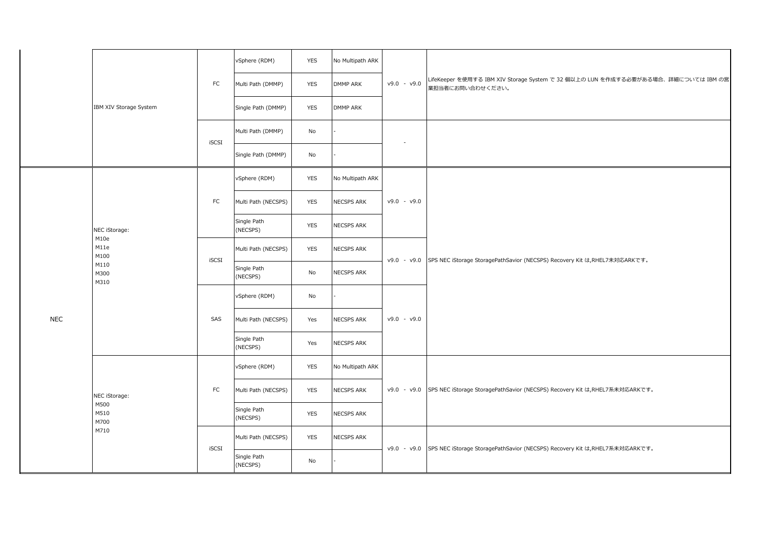| | | | | | | | |
|---|---|---|---|---|---|---|---|
| | IBM XIV Storage System | FC | vSphere (RDM) | YES | No Multipath ARK | v9.0 - v9.0 | LifeKeeper を使用する IBM XIV Storage System で 32 個以上の LUN を作成する必要がある場合、詳細については IBM の営業担当者にお問い合わせください。 |
| | | | Multi Path (DMMP) | YES | DMMP ARK | | |
| | | | Single Path (DMMP) | YES | DMMP ARK | | |
| | | iSCSI | Multi Path (DMMP) | No | - | - | |
| | | | Single Path (DMMP) | No | - | | |
| NEC | NEC iStorage:<br>M10e<br>M11e<br>M100<br>M110<br>M300<br>M310 | FC | vSphere (RDM) | YES | No Multipath ARK | v9.0 - v9.0 | |
| | | | Multi Path (NECSPS) | YES | NECSPS ARK | | |
| | | | Single Path (NECSPS) | YES | NECSPS ARK | | |
| | | iSCSI | Multi Path (NECSPS) | YES | NECSPS ARK | v9.0 - v9.0 | SPS NEC iStorage StoragePathSavior (NECSPS) Recovery Kit は,RHEL7未対応ARKです。 |
| | | | Single Path (NECSPS) | No | NECSPS ARK | | |
| | | SAS | vSphere (RDM) | No | - | v9.0 - v9.0 | |
| | | | Multi Path (NECSPS) | Yes | NECSPS ARK | | |
| | | | Single Path (NECSPS) | Yes | NECSPS ARK | | |
| | NEC iStorage:<br>M500<br>M510<br>M700<br>M710 | FC | vSphere (RDM) | YES | No Multipath ARK | v9.0 - v9.0 | SPS NEC iStorage StoragePathSavior (NECSPS) Recovery Kit は,RHEL7系未対応ARKです。 |
| | | | Multi Path (NECSPS) | YES | NECSPS ARK | | |
| | | | Single Path (NECSPS) | YES | NECSPS ARK | | |
| | | iSCSI | Multi Path (NECSPS) | YES | NECSPS ARK | v9.0 - v9.0 | SPS NEC iStorage StoragePathSavior (NECSPS) Recovery Kit は,RHEL7系未対応ARKです。 |
| | | | Single Path (NECSPS) | No | - | | |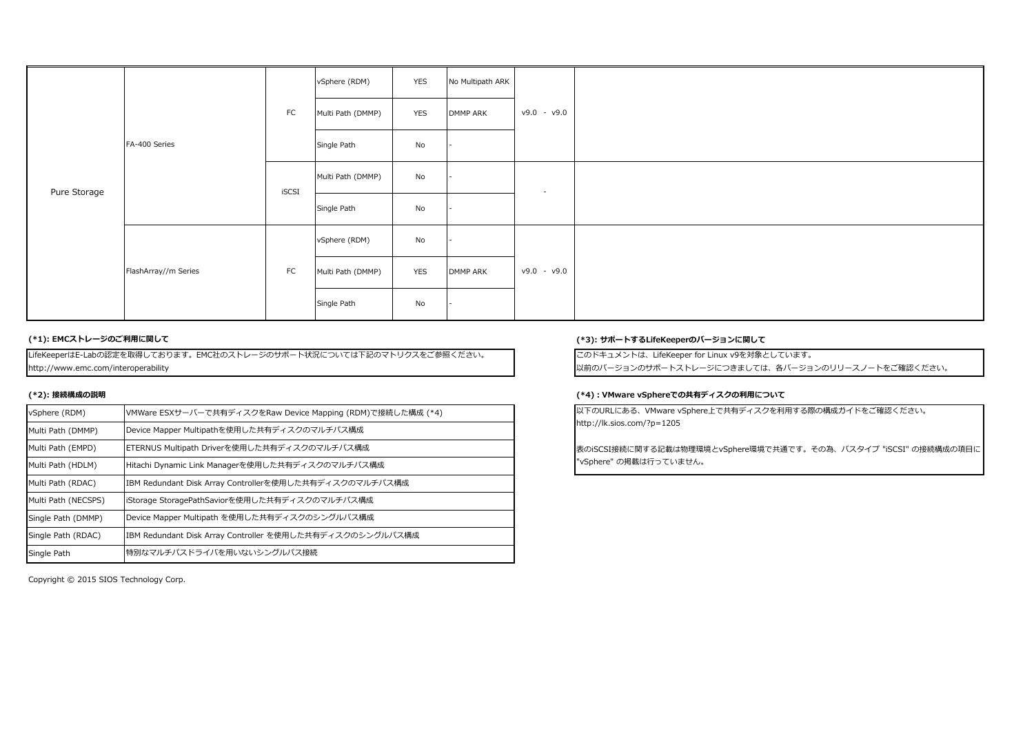| | | | | | | | |
|---|---|---|---|---|---|---|---|
| Pure Storage | FA-400 Series | FC | vSphere (RDM) | YES | No Multipath ARK | v9.0 - v9.0 | |
| | | | Multi Path (DMMP) | YES | DMMP ARK | | |
| | | | Single Path | No | - | | |
| | | iSCSI | Multi Path (DMMP) | No | - | - | |
| | | | Single Path | No | - | | |
| | FlashArray//m Series | FC | vSphere (RDM) | No | - | v9.0 - v9.0 | |
| | | | Multi Path (DMMP) | YES | DMMP ARK | | |
| | | | Single Path | No | - | | |

**(*1): EMCストレージのご利用に関して**

LifeKeeperはE-Labの認定を取得しております。EMC社のストレージのサポート状況については下記のマトリクスをご参照ください。
http://www.emc.com/interoperability

**(*2): 接続構成の説明**

| | |
|---|---|
| vSphere (RDM) | VMWare ESXサーバーで共有ディスクをRaw Device Mapping (RDM)で接続した構成 (*4) |
| Multi Path (DMMP) | Device Mapper Multipathを使用した共有ディスクのマルチパス構成 |
| Multi Path (EMPD) | ETERNUS Multipath Driverを使用した共有ディスクのマルチパス構成 |
| Multi Path (HDLM) | Hitachi Dynamic Link Managerを使用した共有ディスクのマルチパス構成 |
| Multi Path (RDAC) | IBM Redundant Disk Array Controllerを使用した共有ディスクのマルチパス構成 |
| Multi Path (NECSPS) | iStorage StoragePathSaviorを使用した共有ディスクのマルチパス構成 |
| Single Path (DMMP) | Device Mapper Multipath を使用した共有ディスクのシングルパス構成 |
| Single Path (RDAC) | IBM Redundant Disk Array Controller を使用した共有ディスクのシングルパス構成 |
| Single Path | 特別なマルチパスドライバを用いないシングルパス接続 |

**(*3): サポートするLifeKeeperのバージョンに関して**

このドキュメントは、LifeKeeper for Linux v9を対象としています。
以前のバージョンのサポートストレージにつきましては、各バージョンのリリースノートをご確認ください。

**(*4)：VMware vSphereでの共有ディスクの利用について**

以下のURLにある、VMware vSphere上で共有ディスクを利用する際の構成ガイドをご確認ください。
http://lk.sios.com/?p=1205

表のiSCSI接続に関する記載は物理環境とvSphere環境で共通です。その為、パスタイプ "iSCSI" の接続構成の項目に "vSphere" の掲載は行っていません。

Copyright © 2015 SIOS Technology Corp.